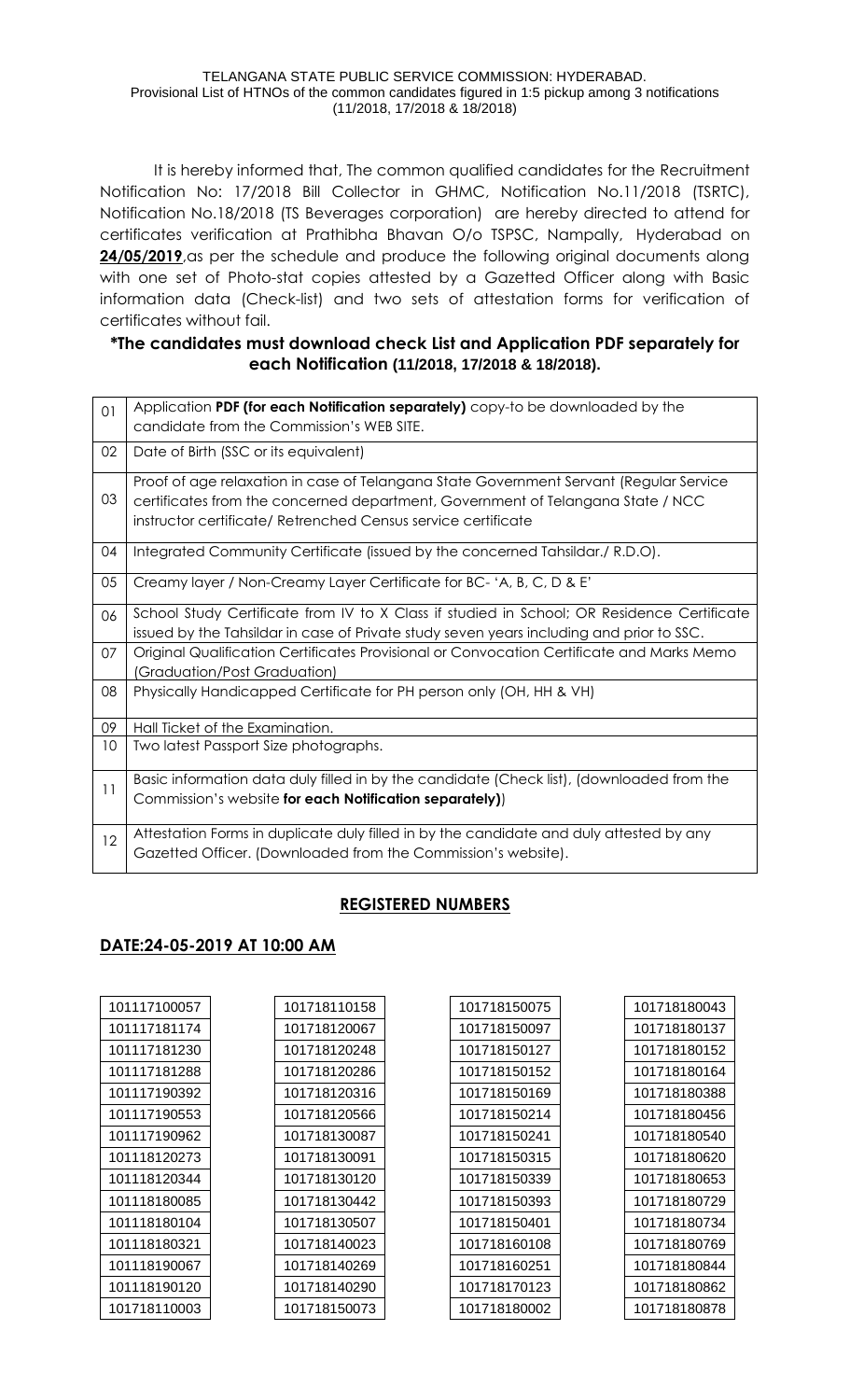TELANGANA STATE PUBLIC SERVICE COMMISSION: HYDERABAD.
Provisional List of HTNOs of the common candidates figured in 1:5 pickup among 3 notifications (11/2018, 17/2018 & 18/2018)

It is hereby informed that, The common qualified candidates for the Recruitment Notification No: 17/2018 Bill Collector in GHMC, Notification No.11/2018 (TSRTC), Notification No.18/2018 (TS Beverages corporation) are hereby directed to attend for certificates verification at Prathibha Bhavan O/o TSPSC, Nampally, Hyderabad on **24/05/2019**, as per the schedule and produce the following original documents along with one set of Photo-stat copies attested by a Gazetted Officer along with Basic information data (Check-list) and two sets of attestation forms for verification of certificates without fail.

**\*The candidates must download check List and Application PDF separately for each Notification (11/2018, 17/2018 & 18/2018).**

| | |
|---|---|
| 01 | Application **PDF (for each Notification separately)** copy-to be downloaded by the candidate from the Commission's WEB SITE. |
| 02 | Date of Birth (SSC or its equivalent) |
| 03 | Proof of age relaxation in case of Telangana State Government Servant (Regular Service certificates from the concerned department, Government of Telangana State / NCC instructor certificate/ Retrenched Census service certificate |
| 04 | Integrated Community Certificate (issued by the concerned Tahsildar./ R.D.O). |
| 05 | Creamy layer / Non-Creamy Layer Certificate for BC- 'A, B, C, D & E' |
| 06 | School Study Certificate from IV to X Class if studied in School; OR Residence Certificate issued by the Tahsildar in case of Private study seven years including and prior to SSC. |
| 07 | Original Qualification Certificates Provisional or Convocation Certificate and Marks Memo (Graduation/Post Graduation) |
| 08 | Physically Handicapped Certificate for PH person only (OH, HH & VH) |
| 09 | Hall Ticket of the Examination. |
| 10 | Two latest Passport Size photographs. |
| 11 | Basic information data duly filled in by the candidate (Check list), (downloaded from the Commission's website **for each Notification separately)**) |
| 12 | Attestation Forms in duplicate duly filled in by the candidate and duly attested by any Gazetted Officer. (Downloaded from the Commission's website). |

## REGISTERED NUMBERS

### DATE:24-05-2019 AT 10:00 AM

| | | | |
|---|---|---|---|
| 101117100057 | 101718110158 | 101718150075 | 101718180043 |
| 101117181174 | 101718120067 | 101718150097 | 101718180137 |
| 101117181230 | 101718120248 | 101718150127 | 101718180152 |
| 101117181288 | 101718120286 | 101718150152 | 101718180164 |
| 101117190392 | 101718120316 | 101718150169 | 101718180388 |
| 101117190553 | 101718120566 | 101718150214 | 101718180456 |
| 101117190962 | 101718130087 | 101718150241 | 101718180540 |
| 101118120273 | 101718130091 | 101718150315 | 101718180620 |
| 101118120344 | 101718130120 | 101718150339 | 101718180653 |
| 101118180085 | 101718130442 | 101718150393 | 101718180729 |
| 101118180104 | 101718130507 | 101718150401 | 101718180734 |
| 101118180321 | 101718140023 | 101718160108 | 101718180769 |
| 101118190067 | 101718140269 | 101718160251 | 101718180844 |
| 101118190120 | 101718140290 | 101718170123 | 101718180862 |
| 101718110003 | 101718150073 | 101718180002 | 101718180878 |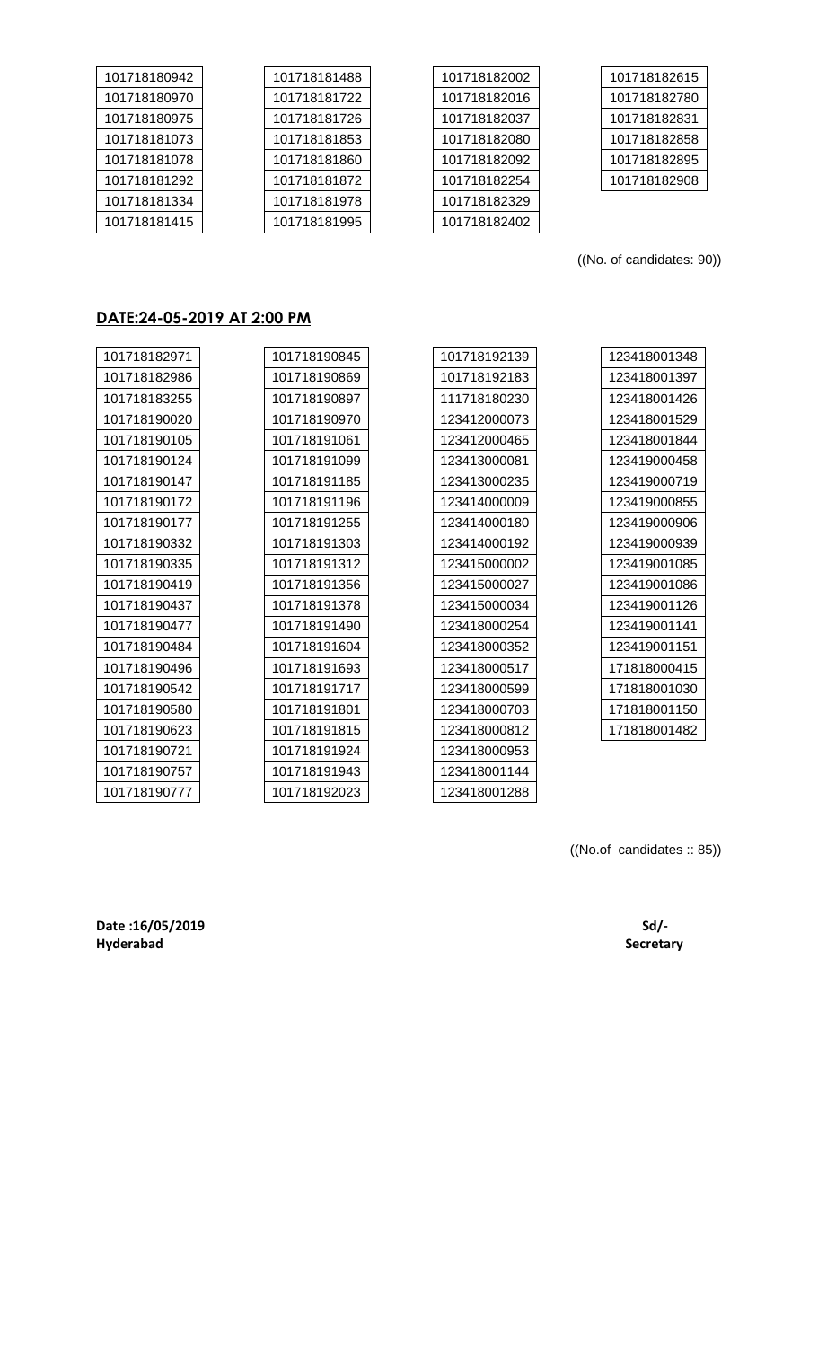| | | | |
|---|---|---|---|
| 101718180942 | 101718181488 | 101718182002 | 101718182615 |
| 101718180970 | 101718181722 | 101718182016 | 101718182780 |
| 101718180975 | 101718181726 | 101718182037 | 101718182831 |
| 101718181073 | 101718181853 | 101718182080 | 101718182858 |
| 101718181078 | 101718181860 | 101718182092 | 101718182895 |
| 101718181292 | 101718181872 | 101718182254 | 101718182908 |
| 101718181334 | 101718181978 | 101718182329 | |
| 101718181415 | 101718181995 | 101718182402 | |

((No. of candidates: 90))

## DATE:24-05-2019 AT 2:00 PM

| | | | |
|---|---|---|---|
| 101718182971 | 101718190845 | 101718192139 | 123418001348 |
| 101718182986 | 101718190869 | 101718192183 | 123418001397 |
| 101718183255 | 101718190897 | 111718180230 | 123418001426 |
| 101718190020 | 101718190970 | 123412000073 | 123418001529 |
| 101718190105 | 101718191061 | 123412000465 | 123418001844 |
| 101718190124 | 101718191099 | 123413000081 | 123419000458 |
| 101718190147 | 101718191185 | 123413000235 | 123419000719 |
| 101718190172 | 101718191196 | 123414000009 | 123419000855 |
| 101718190177 | 101718191255 | 123414000180 | 123419000906 |
| 101718190332 | 101718191303 | 123414000192 | 123419000939 |
| 101718190335 | 101718191312 | 123415000002 | 123419001085 |
| 101718190419 | 101718191356 | 123415000027 | 123419001086 |
| 101718190437 | 101718191378 | 123415000034 | 123419001126 |
| 101718190477 | 101718191490 | 123418000254 | 123419001141 |
| 101718190484 | 101718191604 | 123418000352 | 123419001151 |
| 101718190496 | 101718191693 | 123418000517 | 171818000415 |
| 101718190542 | 101718191717 | 123418000599 | 171818001030 |
| 101718190580 | 101718191801 | 123418000703 | 171818001150 |
| 101718190623 | 101718191815 | 123418000812 | 171818001482 |
| 101718190721 | 101718191924 | 123418000953 | |
| 101718190757 | 101718191943 | 123418001144 | |
| 101718190777 | 101718192023 | 123418001288 | |

((No.of candidates :: 85))

**Date :16/05/2019**
**Hyderabad**

**Sd/-**
**Secretary**